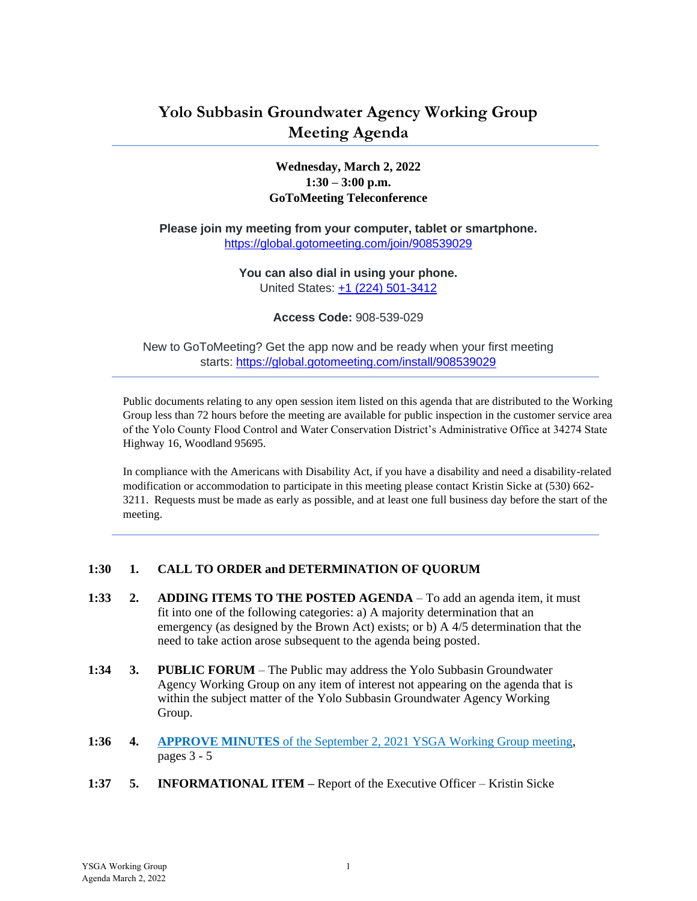# Yolo Subbasin Groundwater Agency Working Group Meeting Agenda

**Wednesday, March 2, 2022**
**1:30 – 3:00 p.m.**
**GoToMeeting Teleconference**

**Please join my meeting from your computer, tablet or smartphone.**
https://global.gotomeeting.com/join/908539029

**You can also dial in using your phone.**
United States: +1 (224) 501-3412

**Access Code:** 908-539-029

New to GoToMeeting? Get the app now and be ready when your first meeting starts: https://global.gotomeeting.com/install/908539029

---

Public documents relating to any open session item listed on this agenda that are distributed to the Working Group less than 72 hours before the meeting are available for public inspection in the customer service area of the Yolo County Flood Control and Water Conservation District's Administrative Office at 34274 State Highway 16, Woodland 95695.

In compliance with the Americans with Disability Act, if you have a disability and need a disability-related modification or accommodation to participate in this meeting please contact Kristin Sicke at (530) 662-3211. Requests must be made as early as possible, and at least one full business day before the start of the meeting.

---

**1:30 1. CALL TO ORDER and DETERMINATION OF QUORUM**

**1:33 2. ADDING ITEMS TO THE POSTED AGENDA** – To add an agenda item, it must fit into one of the following categories: a) A majority determination that an emergency (as designed by the Brown Act) exists; or b) A 4/5 determination that the need to take action arose subsequent to the agenda being posted.

**1:34 3. PUBLIC FORUM** – The Public may address the Yolo Subbasin Groundwater Agency Working Group on any item of interest not appearing on the agenda that is within the subject matter of the Yolo Subbasin Groundwater Agency Working Group.

**1:36 4. APPROVE MINUTES** of the September 2, 2021 YSGA Working Group meeting, pages 3 - 5

**1:37 5. INFORMATIONAL ITEM –** Report of the Executive Officer – Kristin Sicke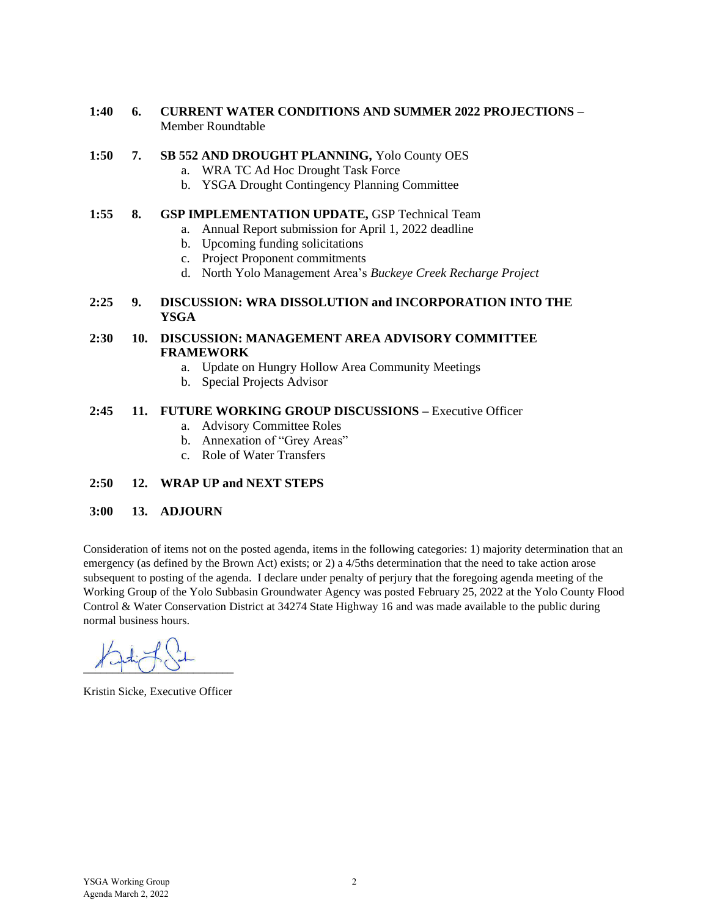**1:40 6. CURRENT WATER CONDITIONS AND SUMMER 2022 PROJECTIONS –** Member Roundtable

**1:50 7. SB 552 AND DROUGHT PLANNING,** Yolo County OES

a. WRA TC Ad Hoc Drought Task Force
b. YSGA Drought Contingency Planning Committee

**1:55 8. GSP IMPLEMENTATION UPDATE,** GSP Technical Team

a. Annual Report submission for April 1, 2022 deadline
b. Upcoming funding solicitations
c. Project Proponent commitments
d. North Yolo Management Area's *Buckeye Creek Recharge Project*

**2:25 9. DISCUSSION: WRA DISSOLUTION and INCORPORATION INTO THE YSGA**

**2:30 10. DISCUSSION: MANAGEMENT AREA ADVISORY COMMITTEE FRAMEWORK**

a. Update on Hungry Hollow Area Community Meetings
b. Special Projects Advisor

**2:45 11. FUTURE WORKING GROUP DISCUSSIONS –** Executive Officer

a. Advisory Committee Roles
b. Annexation of "Grey Areas"
c. Role of Water Transfers

**2:50 12. WRAP UP and NEXT STEPS**

**3:00 13. ADJOURN**

Consideration of items not on the posted agenda, items in the following categories: 1) majority determination that an emergency (as defined by the Brown Act) exists; or 2) a 4/5ths determination that the need to take action arose subsequent to posting of the agenda. I declare under penalty of perjury that the foregoing agenda meeting of the Working Group of the Yolo Subbasin Groundwater Agency was posted February 25, 2022 at the Yolo County Flood Control & Water Conservation District at 34274 State Highway 16 and was made available to the public during normal business hours.

Kristin Sicke, Executive Officer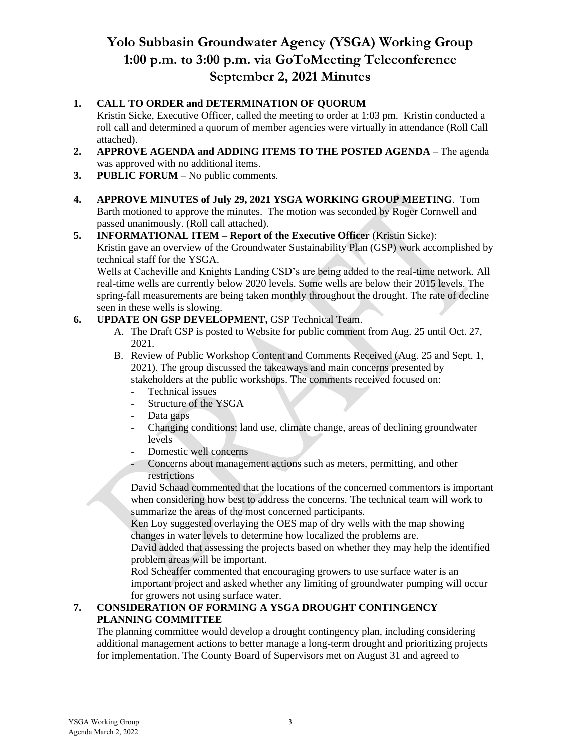# Yolo Subbasin Groundwater Agency (YSGA) Working Group
# 1:00 p.m. to 3:00 p.m. via GoToMeeting Teleconference
# September 2, 2021 Minutes

1. **CALL TO ORDER and DETERMINATION OF QUORUM**
   Kristin Sicke, Executive Officer, called the meeting to order at 1:03 pm. Kristin conducted a roll call and determined a quorum of member agencies were virtually in attendance (Roll Call attached).
2. **APPROVE AGENDA and ADDING ITEMS TO THE POSTED AGENDA** – The agenda was approved with no additional items.
3. **PUBLIC FORUM** – No public comments.
4. **APPROVE MINUTES of July 29, 2021 YSGA WORKING GROUP MEETING**. Tom Barth motioned to approve the minutes. The motion was seconded by Roger Cornwell and passed unanimously. (Roll call attached).
5. **INFORMATIONAL ITEM – Report of the Executive Officer** (Kristin Sicke):
   Kristin gave an overview of the Groundwater Sustainability Plan (GSP) work accomplished by technical staff for the YSGA.
   Wells at Cacheville and Knights Landing CSD's are being added to the real-time network. All real-time wells are currently below 2020 levels. Some wells are below their 2015 levels. The spring-fall measurements are being taken monthly throughout the drought. The rate of decline seen in these wells is slowing.
6. **UPDATE ON GSP DEVELOPMENT,** GSP Technical Team.
   A. The Draft GSP is posted to Website for public comment from Aug. 25 until Oct. 27, 2021.
   B. Review of Public Workshop Content and Comments Received (Aug. 25 and Sept. 1, 2021). The group discussed the takeaways and main concerns presented by stakeholders at the public workshops. The comments received focused on:
      - Technical issues
      - Structure of the YSGA
      - Data gaps
      - Changing conditions: land use, climate change, areas of declining groundwater levels
      - Domestic well concerns
      - Concerns about management actions such as meters, permitting, and other restrictions

      David Schaad commented that the locations of the concerned commentors is important when considering how best to address the concerns. The technical team will work to summarize the areas of the most concerned participants.
      Ken Loy suggested overlaying the OES map of dry wells with the map showing changes in water levels to determine how localized the problems are.
      David added that assessing the projects based on whether they may help the identified problem areas will be important.
      Rod Scheaffer commented that encouraging growers to use surface water is an important project and asked whether any limiting of groundwater pumping will occur for growers not using surface water.
7. **CONSIDERATION OF FORMING A YSGA DROUGHT CONTINGENCY PLANNING COMMITTEE**
   The planning committee would develop a drought contingency plan, including considering additional management actions to better manage a long-term drought and prioritizing projects for implementation. The County Board of Supervisors met on August 31 and agreed to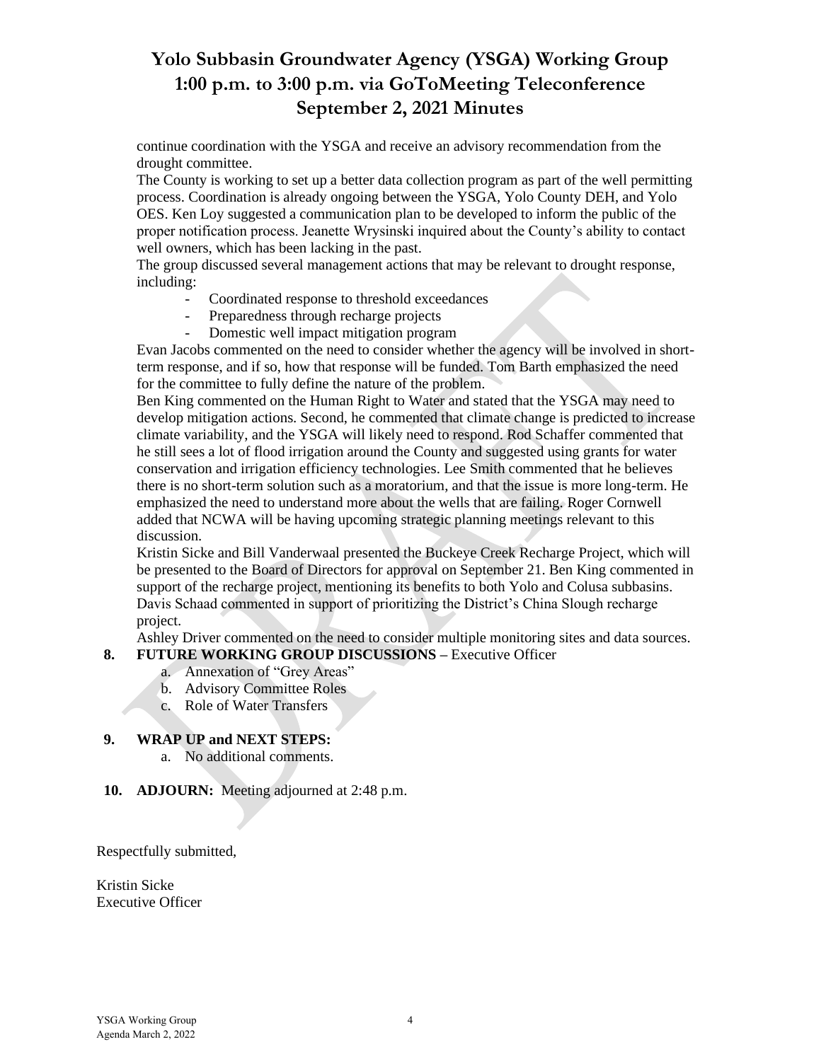# Yolo Subbasin Groundwater Agency (YSGA) Working Group
# 1:00 p.m. to 3:00 p.m. via GoToMeeting Teleconference
# September 2, 2021 Minutes

continue coordination with the YSGA and receive an advisory recommendation from the drought committee.

The County is working to set up a better data collection program as part of the well permitting process. Coordination is already ongoing between the YSGA, Yolo County DEH, and Yolo OES. Ken Loy suggested a communication plan to be developed to inform the public of the proper notification process. Jeanette Wrysinski inquired about the County's ability to contact well owners, which has been lacking in the past.

The group discussed several management actions that may be relevant to drought response, including:

- Coordinated response to threshold exceedances
- Preparedness through recharge projects
- Domestic well impact mitigation program

Evan Jacobs commented on the need to consider whether the agency will be involved in short-term response, and if so, how that response will be funded. Tom Barth emphasized the need for the committee to fully define the nature of the problem.

Ben King commented on the Human Right to Water and stated that the YSGA may need to develop mitigation actions. Second, he commented that climate change is predicted to increase climate variability, and the YSGA will likely need to respond. Rod Schaffer commented that he still sees a lot of flood irrigation around the County and suggested using grants for water conservation and irrigation efficiency technologies. Lee Smith commented that he believes there is no short-term solution such as a moratorium, and that the issue is more long-term. He emphasized the need to understand more about the wells that are failing. Roger Cornwell added that NCWA will be having upcoming strategic planning meetings relevant to this discussion.

Kristin Sicke and Bill Vanderwaal presented the Buckeye Creek Recharge Project, which will be presented to the Board of Directors for approval on September 21. Ben King commented in support of the recharge project, mentioning its benefits to both Yolo and Colusa subbasins. Davis Schaad commented in support of prioritizing the District's China Slough recharge project.

Ashley Driver commented on the need to consider multiple monitoring sites and data sources.

**8. FUTURE WORKING GROUP DISCUSSIONS –** Executive Officer

a. Annexation of "Grey Areas"
b. Advisory Committee Roles
c. Role of Water Transfers

**9. WRAP UP and NEXT STEPS:**

a. No additional comments.

**10. ADJOURN:** Meeting adjourned at 2:48 p.m.

Respectfully submitted,

Kristin Sicke
Executive Officer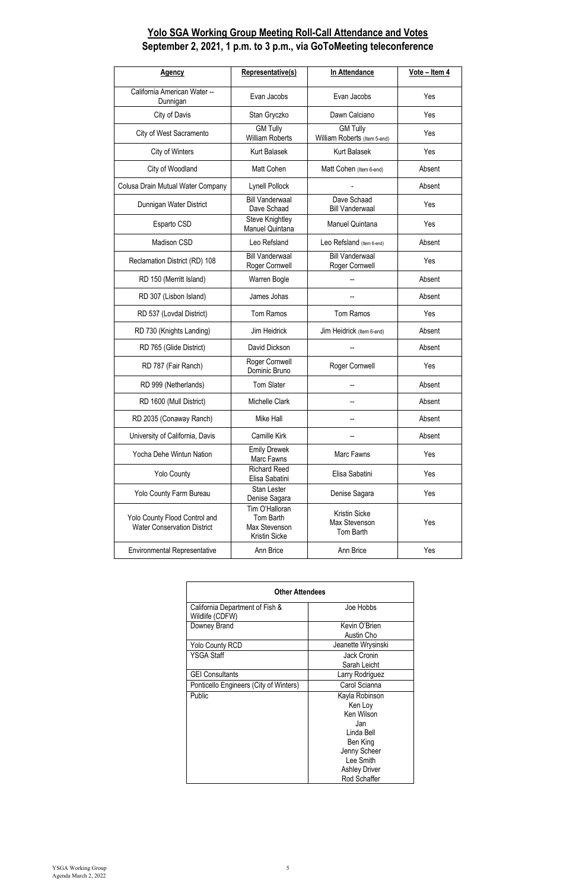## Yolo SGA Working Group Meeting Roll-Call Attendance and Votes

**September 2, 2021, 1 p.m. to 3 p.m., via GoToMeeting teleconference**

| Agency | Representative(s) | In Attendance | Vote – Item 4 |
|---|---|---|---|
| California American Water -- Dunnigan | Evan Jacobs | Evan Jacobs | Yes |
| City of Davis | Stan Gryczko | Dawn Calciano | Yes |
| City of West Sacramento | GM Tully<br>William Roberts | GM Tully<br>William Roberts (Item 5-end) | Yes |
| City of Winters | Kurt Balasek | Kurt Balasek | Yes |
| City of Woodland | Matt Cohen | Matt Cohen (Item 6-end) | Absent |
| Colusa Drain Mutual Water Company | Lynell Pollock | - | Absent |
| Dunnigan Water District | Bill Vanderwaal<br>Dave Schaad | Dave Schaad<br>Bill Vanderwaal | Yes |
| Esparto CSD | Steve Knightley<br>Manuel Quintana | Manuel Quintana | Yes |
| Madison CSD | Leo Refsland | Leo Refsland (Item 6-end) | Absent |
| Reclamation District (RD) 108 | Bill Vanderwaal<br>Roger Cornwell | Bill Vanderwaal<br>Roger Cornwell | Yes |
| RD 150 (Merritt Island) | Warren Bogle | -- | Absent |
| RD 307 (Lisbon Island) | James Johas | -- | Absent |
| RD 537 (Lovdal District) | Tom Ramos | Tom Ramos | Yes |
| RD 730 (Knights Landing) | Jim Heidrick | Jim Heidrick (Item 6-end) | Absent |
| RD 765 (Glide District) | David Dickson | -- | Absent |
| RD 787 (Fair Ranch) | Roger Cornwell<br>Dominic Bruno | Roger Cornwell | Yes |
| RD 999 (Netherlands) | Tom Slater | -- | Absent |
| RD 1600 (Mull District) | Michelle Clark | -- | Absent |
| RD 2035 (Conaway Ranch) | Mike Hall | -- | Absent |
| University of California, Davis | Camille Kirk | -- | Absent |
| Yocha Dehe Wintun Nation | Emily Drewek<br>Marc Fawns | Marc Fawns | Yes |
| Yolo County | Richard Reed<br>Elisa Sabatini | Elisa Sabatini | Yes |
| Yolo County Farm Bureau | Stan Lester<br>Denise Sagara | Denise Sagara | Yes |
| Yolo County Flood Control and Water Conservation District | Tim O'Halloran<br>Tom Barth<br>Max Stevenson<br>Kristin Sicke | Kristin Sicke<br>Max Stevenson<br>Tom Barth | Yes |
| Environmental Representative | Ann Brice | Ann Brice | Yes |

| Other Attendees | |
|---|---|
| California Department of Fish & Wildlife (CDFW) | Joe Hobbs |
| Downey Brand | Kevin O'Brien<br>Austin Cho |
| Yolo County RCD | Jeanette Wrysinski |
| YSGA Staff | Jack Cronin<br>Sarah Leicht |
| GEI Consultants | Larry Rodriguez |
| Ponticello Engineers (City of Winters) | Carol Scianna |
| Public | Kayla Robinson<br>Ken Loy<br>Ken Wilson<br>Jan<br>Linda Bell<br>Ben King<br>Jenny Scheer<br>Lee Smith<br>Ashley Driver<br>Rod Schaffer |